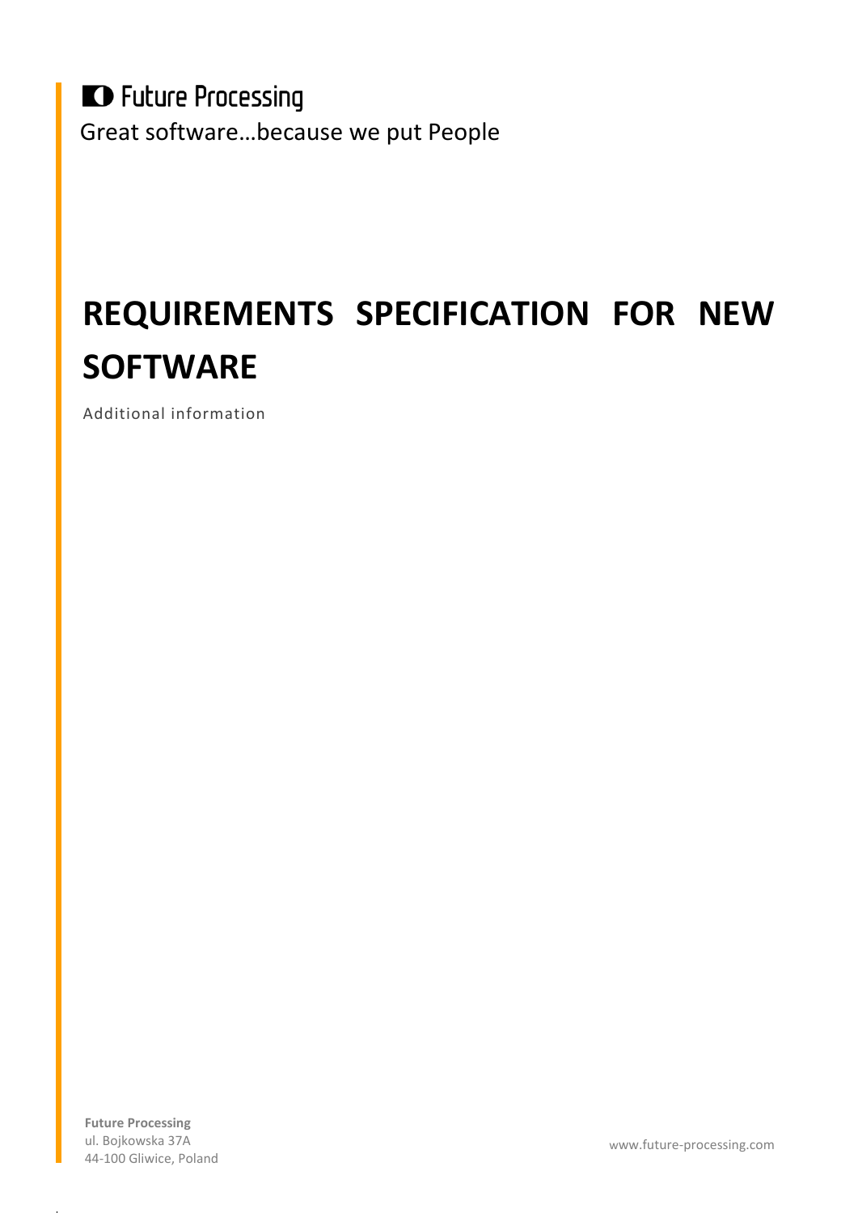Future Processing

Great software…because we put People

# REQUIREMENTS SPECIFICATION FOR NEW SOFTWARE

Additional information

**Future Processing**
ul. Bojkowska 37A
44-100 Gliwice, Poland

www.future-processing.com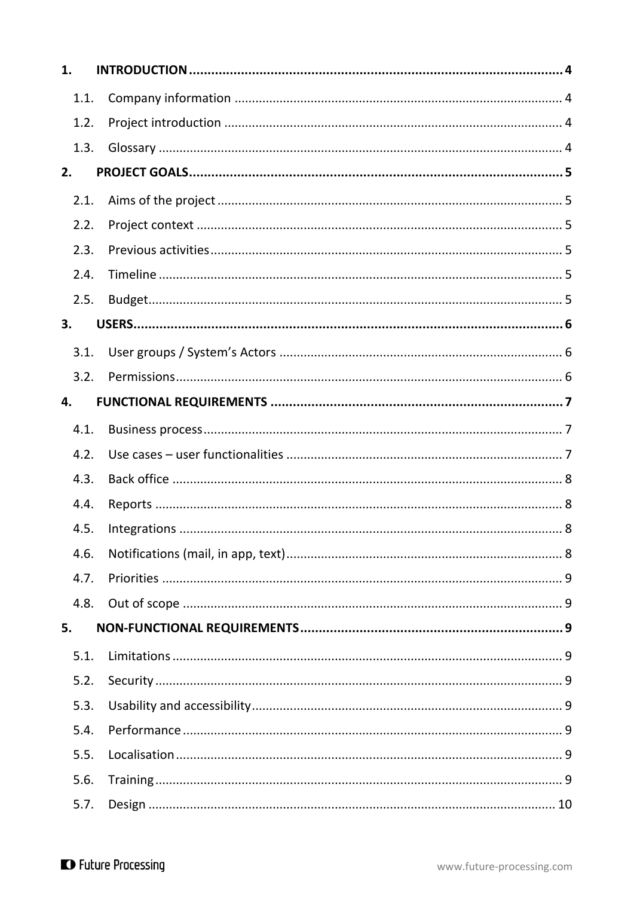1. **INTRODUCTION** ........ 4
   - 1.1. Company information ........ 4
   - 1.2. Project introduction ........ 4
   - 1.3. Glossary ........ 4
2. **PROJECT GOALS** ........ 5
   - 2.1. Aims of the project ........ 5
   - 2.2. Project context ........ 5
   - 2.3. Previous activities ........ 5
   - 2.4. Timeline ........ 5
   - 2.5. Budget ........ 5
3. **USERS** ........ 6
   - 3.1. User groups / System's Actors ........ 6
   - 3.2. Permissions ........ 6
4. **FUNCTIONAL REQUIREMENTS** ........ 7
   - 4.1. Business process ........ 7
   - 4.2. Use cases – user functionalities ........ 7
   - 4.3. Back office ........ 8
   - 4.4. Reports ........ 8
   - 4.5. Integrations ........ 8
   - 4.6. Notifications (mail, in app, text) ........ 8
   - 4.7. Priorities ........ 9
   - 4.8. Out of scope ........ 9
5. **NON-FUNCTIONAL REQUIREMENTS** ........ 9
   - 5.1. Limitations ........ 9
   - 5.2. Security ........ 9
   - 5.3. Usability and accessibility ........ 9
   - 5.4. Performance ........ 9
   - 5.5. Localisation ........ 9
   - 5.6. Training ........ 9
   - 5.7. Design ........ 10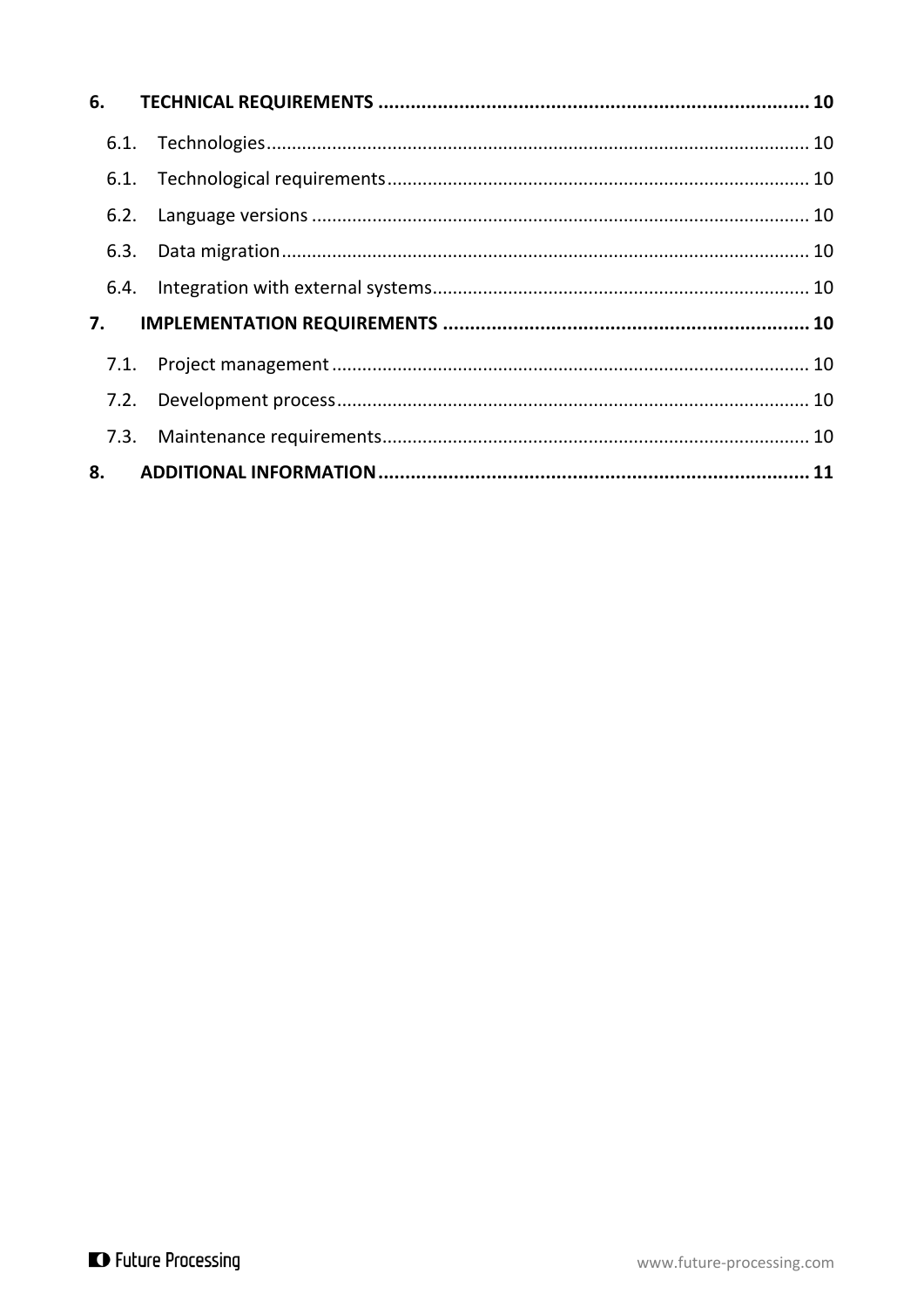**6. TECHNICAL REQUIREMENTS ..... 10**

- 6.1. Technologies ..... 10
- 6.1. Technological requirements ..... 10
- 6.2. Language versions ..... 10
- 6.3. Data migration ..... 10
- 6.4. Integration with external systems ..... 10

**7. IMPLEMENTATION REQUIREMENTS ..... 10**

- 7.1. Project management ..... 10
- 7.2. Development process ..... 10
- 7.3. Maintenance requirements ..... 10

**8. ADDITIONAL INFORMATION ..... 11**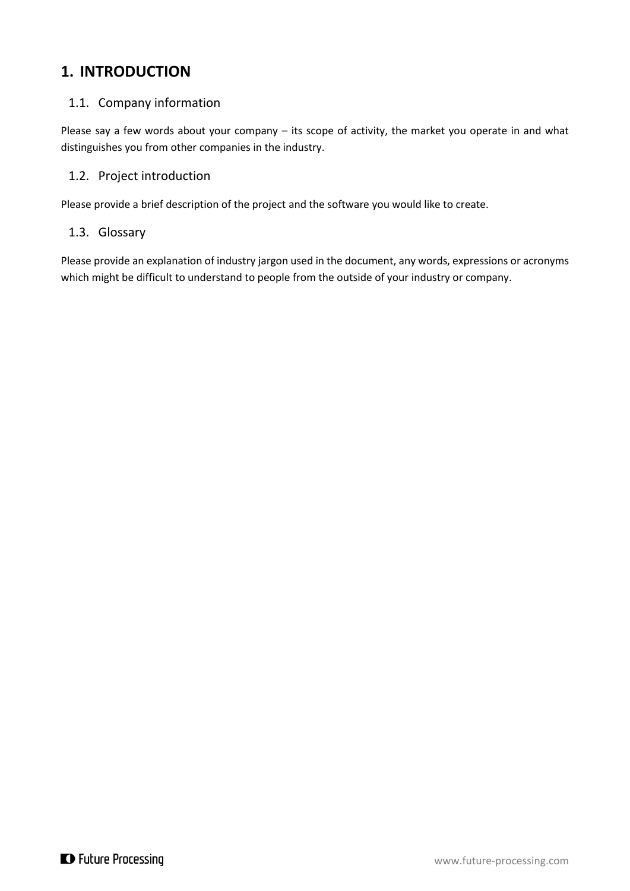# 1. INTRODUCTION

## 1.1. Company information

Please say a few words about your company – its scope of activity, the market you operate in and what distinguishes you from other companies in the industry.

## 1.2. Project introduction

Please provide a brief description of the project and the software you would like to create.

## 1.3. Glossary

Please provide an explanation of industry jargon used in the document, any words, expressions or acronyms which might be difficult to understand to people from the outside of your industry or company.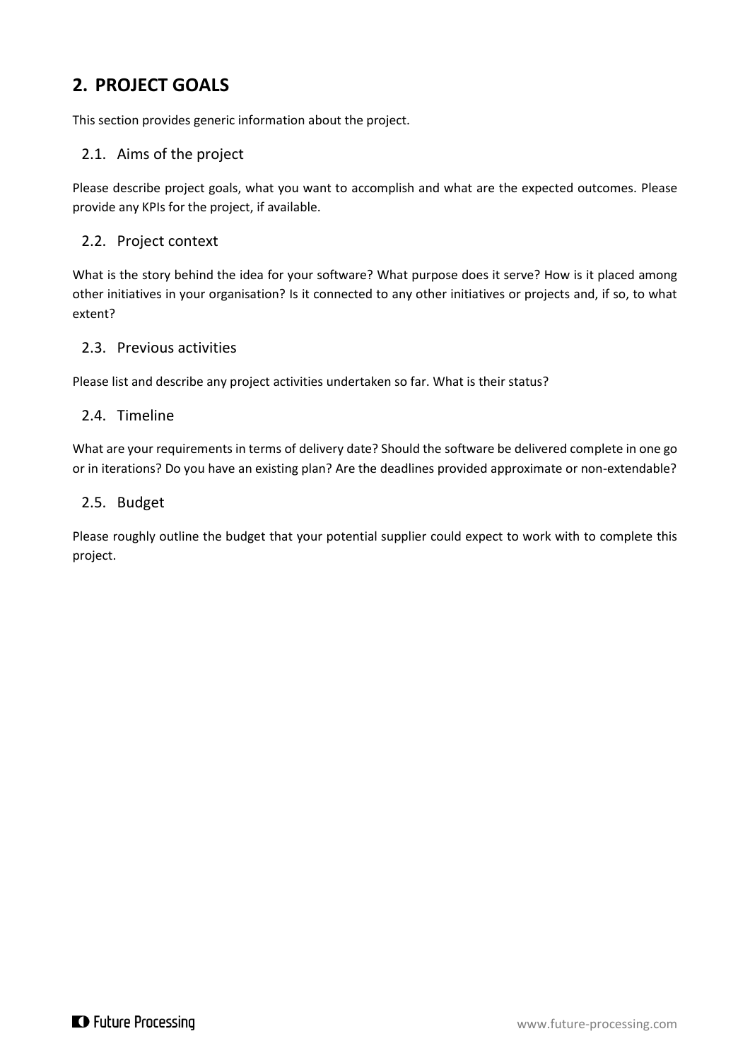## 2. PROJECT GOALS

This section provides generic information about the project.

### 2.1. Aims of the project

Please describe project goals, what you want to accomplish and what are the expected outcomes. Please provide any KPIs for the project, if available.

### 2.2. Project context

What is the story behind the idea for your software? What purpose does it serve? How is it placed among other initiatives in your organisation? Is it connected to any other initiatives or projects and, if so, to what extent?

### 2.3. Previous activities

Please list and describe any project activities undertaken so far. What is their status?

### 2.4. Timeline

What are your requirements in terms of delivery date? Should the software be delivered complete in one go or in iterations? Do you have an existing plan? Are the deadlines provided approximate or non-extendable?

### 2.5. Budget

Please roughly outline the budget that your potential supplier could expect to work with to complete this project.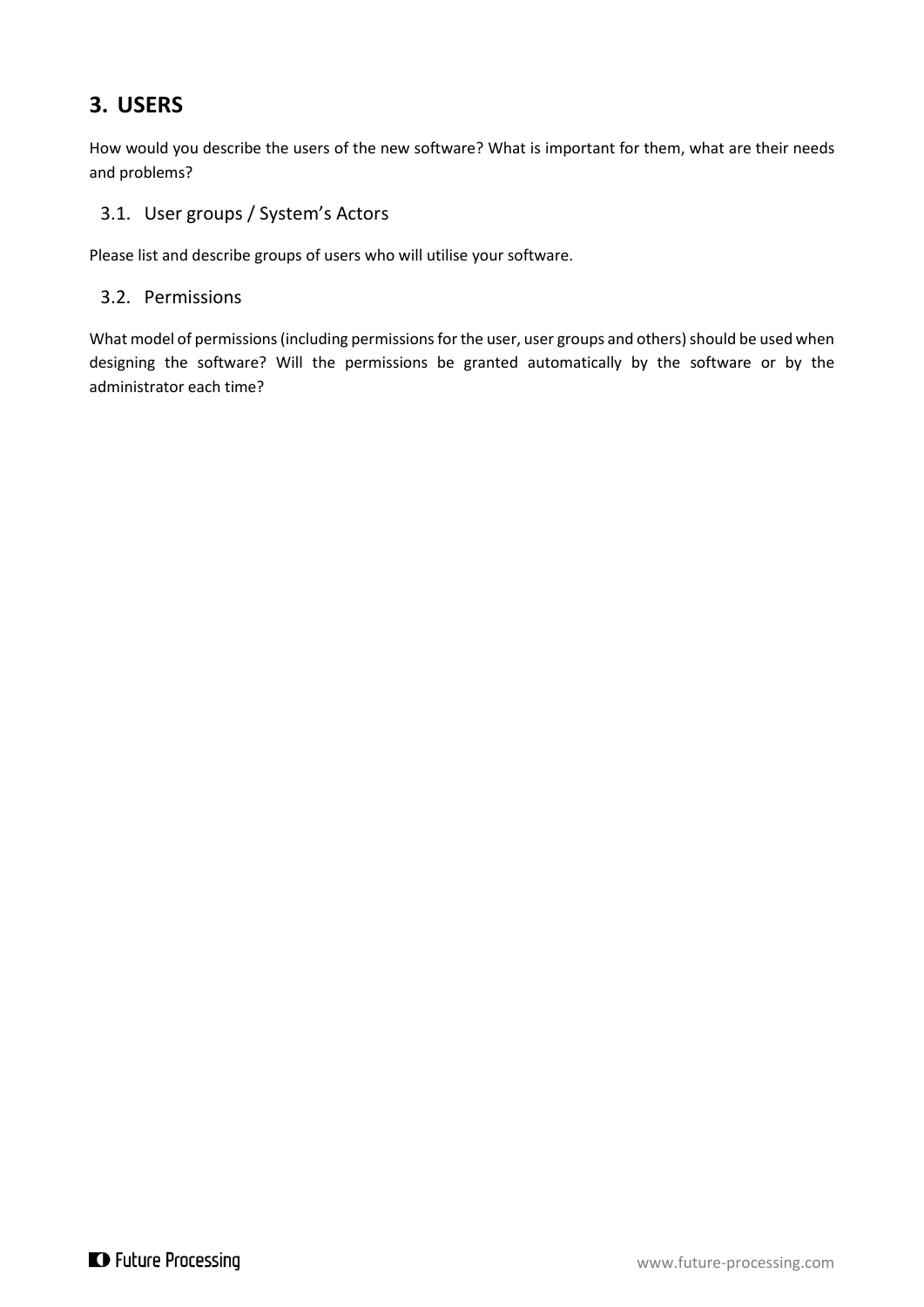# 3. USERS

How would you describe the users of the new software? What is important for them, what are their needs and problems?

## 3.1. User groups / System's Actors

Please list and describe groups of users who will utilise your software.

## 3.2. Permissions

What model of permissions (including permissions for the user, user groups and others) should be used when designing the software? Will the permissions be granted automatically by the software or by the administrator each time?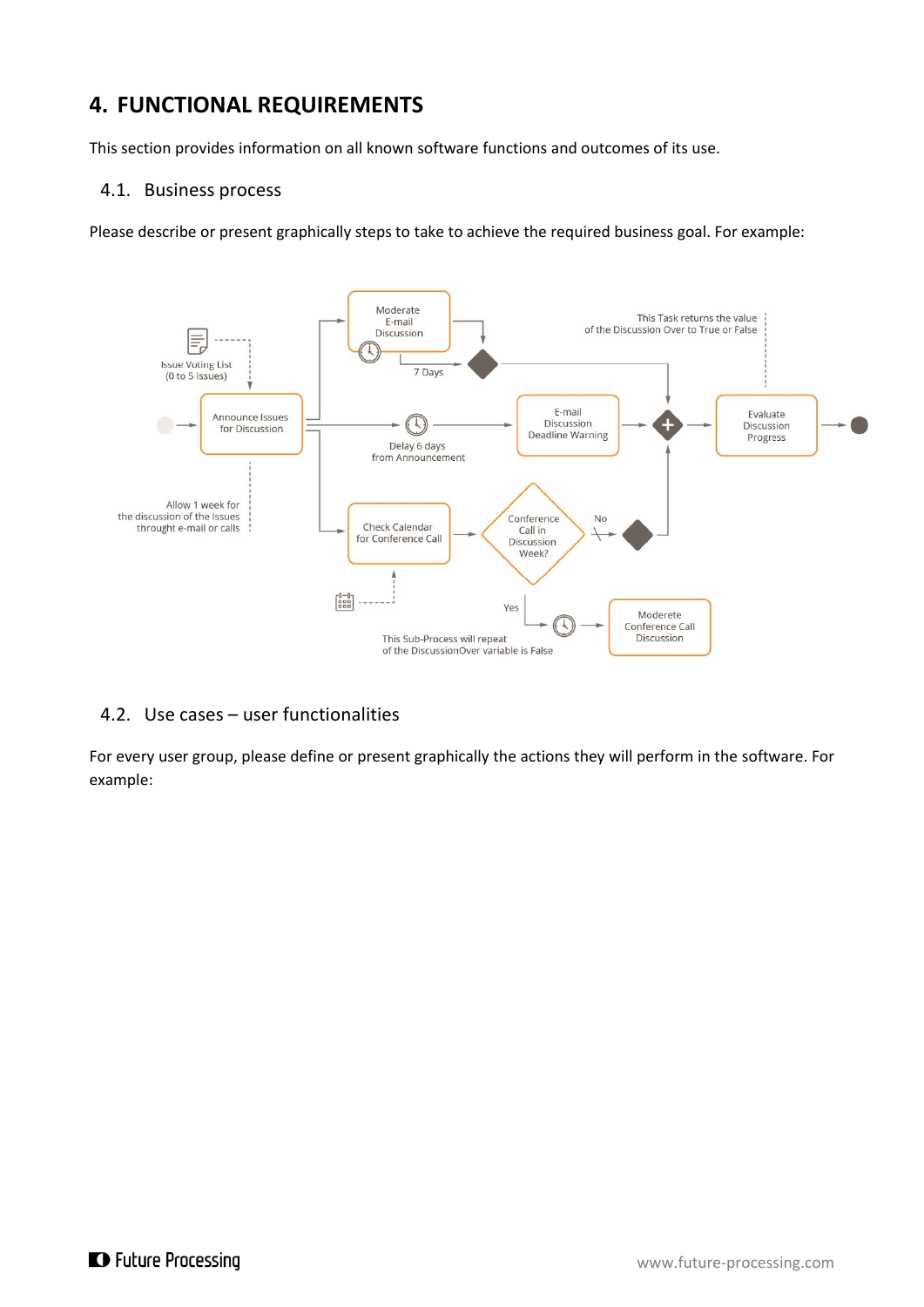# 4. FUNCTIONAL REQUIREMENTS

This section provides information on all known software functions and outcomes of its use.

## 4.1. Business process

Please describe or present graphically steps to take to achieve the required business goal. For example:

## 4.2. Use cases – user functionalities

For every user group, please define or present graphically the actions they will perform in the software. For example: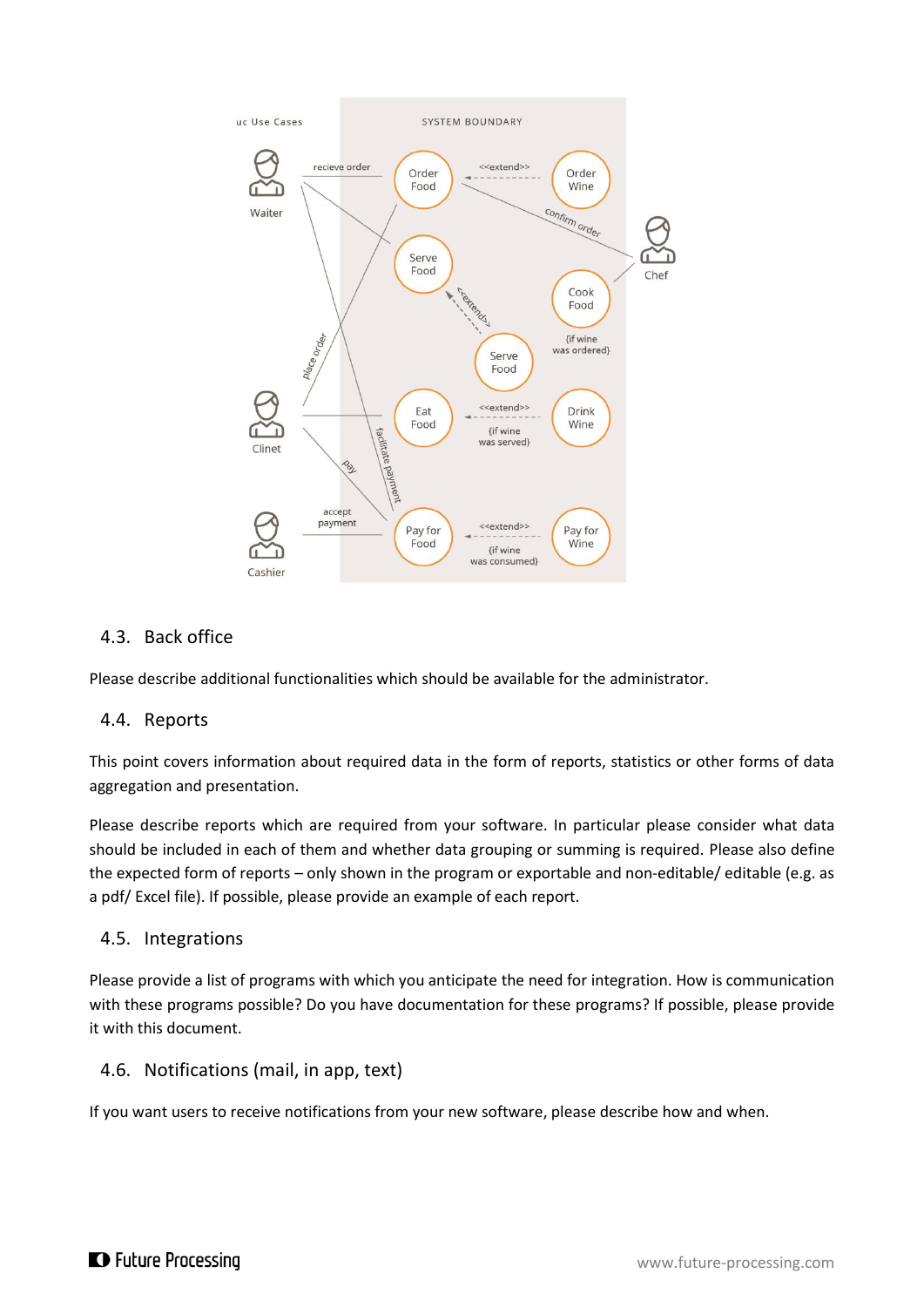## 4.3. Back office

Please describe additional functionalities which should be available for the administrator.

## 4.4. Reports

This point covers information about required data in the form of reports, statistics or other forms of data aggregation and presentation.

Please describe reports which are required from your software. In particular please consider what data should be included in each of them and whether data grouping or summing is required. Please also define the expected form of reports – only shown in the program or exportable and non-editable/ editable (e.g. as a pdf/ Excel file). If possible, please provide an example of each report.

## 4.5. Integrations

Please provide a list of programs with which you anticipate the need for integration. How is communication with these programs possible? Do you have documentation for these programs? If possible, please provide it with this document.

## 4.6. Notifications (mail, in app, text)

If you want users to receive notifications from your new software, please describe how and when.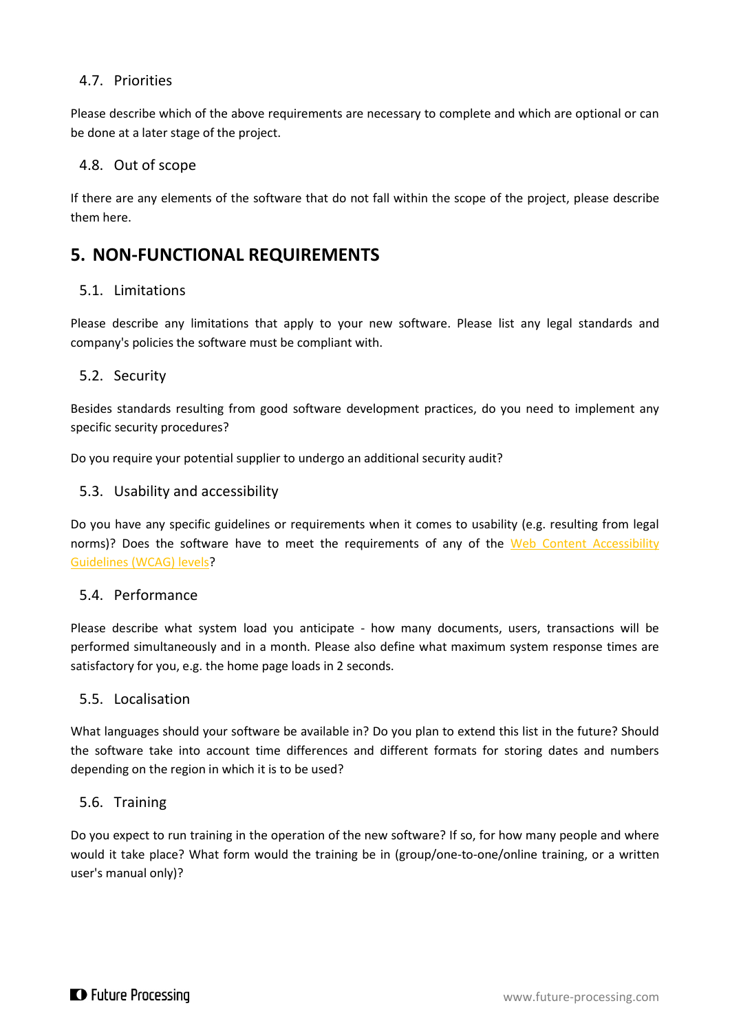### 4.7. Priorities

Please describe which of the above requirements are necessary to complete and which are optional or can be done at a later stage of the project.

### 4.8. Out of scope

If there are any elements of the software that do not fall within the scope of the project, please describe them here.

## 5. NON-FUNCTIONAL REQUIREMENTS

### 5.1. Limitations

Please describe any limitations that apply to your new software. Please list any legal standards and company's policies the software must be compliant with.

### 5.2. Security

Besides standards resulting from good software development practices, do you need to implement any specific security procedures?

Do you require your potential supplier to undergo an additional security audit?

### 5.3. Usability and accessibility

Do you have any specific guidelines or requirements when it comes to usability (e.g. resulting from legal norms)? Does the software have to meet the requirements of any of the Web Content Accessibility Guidelines (WCAG) levels?

### 5.4. Performance

Please describe what system load you anticipate - how many documents, users, transactions will be performed simultaneously and in a month. Please also define what maximum system response times are satisfactory for you, e.g. the home page loads in 2 seconds.

### 5.5. Localisation

What languages should your software be available in? Do you plan to extend this list in the future? Should the software take into account time differences and different formats for storing dates and numbers depending on the region in which it is to be used?

### 5.6. Training

Do you expect to run training in the operation of the new software? If so, for how many people and where would it take place? What form would the training be in (group/one-to-one/online training, or a written user's manual only)?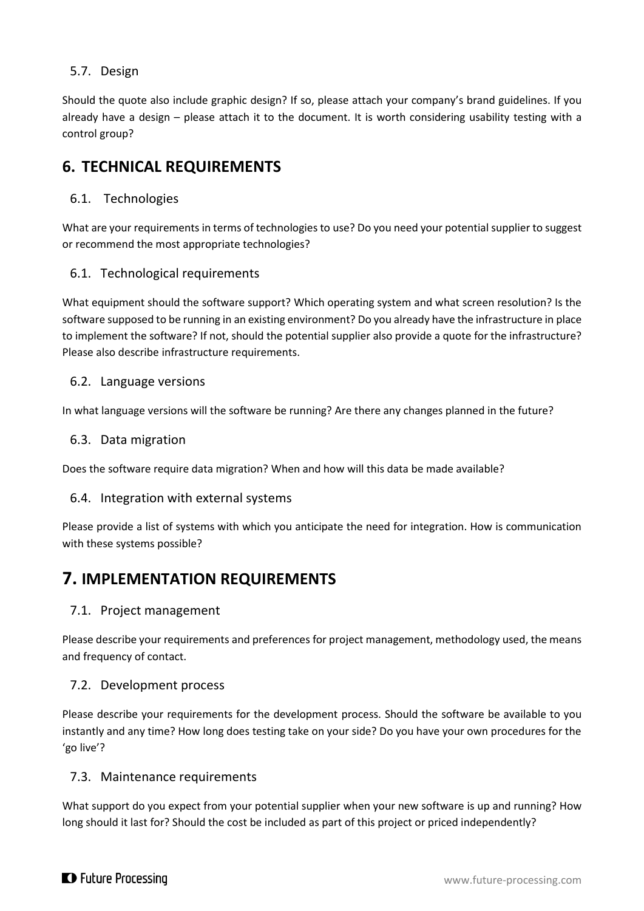### 5.7. Design

Should the quote also include graphic design? If so, please attach your company's brand guidelines. If you already have a design – please attach it to the document. It is worth considering usability testing with a control group?

## 6. TECHNICAL REQUIREMENTS

### 6.1. Technologies

What are your requirements in terms of technologies to use? Do you need your potential supplier to suggest or recommend the most appropriate technologies?

### 6.1. Technological requirements

What equipment should the software support? Which operating system and what screen resolution? Is the software supposed to be running in an existing environment? Do you already have the infrastructure in place to implement the software? If not, should the potential supplier also provide a quote for the infrastructure? Please also describe infrastructure requirements.

### 6.2. Language versions

In what language versions will the software be running? Are there any changes planned in the future?

### 6.3. Data migration

Does the software require data migration? When and how will this data be made available?

### 6.4. Integration with external systems

Please provide a list of systems with which you anticipate the need for integration. How is communication with these systems possible?

## 7. IMPLEMENTATION REQUIREMENTS

### 7.1. Project management

Please describe your requirements and preferences for project management, methodology used, the means and frequency of contact.

### 7.2. Development process

Please describe your requirements for the development process. Should the software be available to you instantly and any time? How long does testing take on your side? Do you have your own procedures for the 'go live'?

### 7.3. Maintenance requirements

What support do you expect from your potential supplier when your new software is up and running? How long should it last for? Should the cost be included as part of this project or priced independently?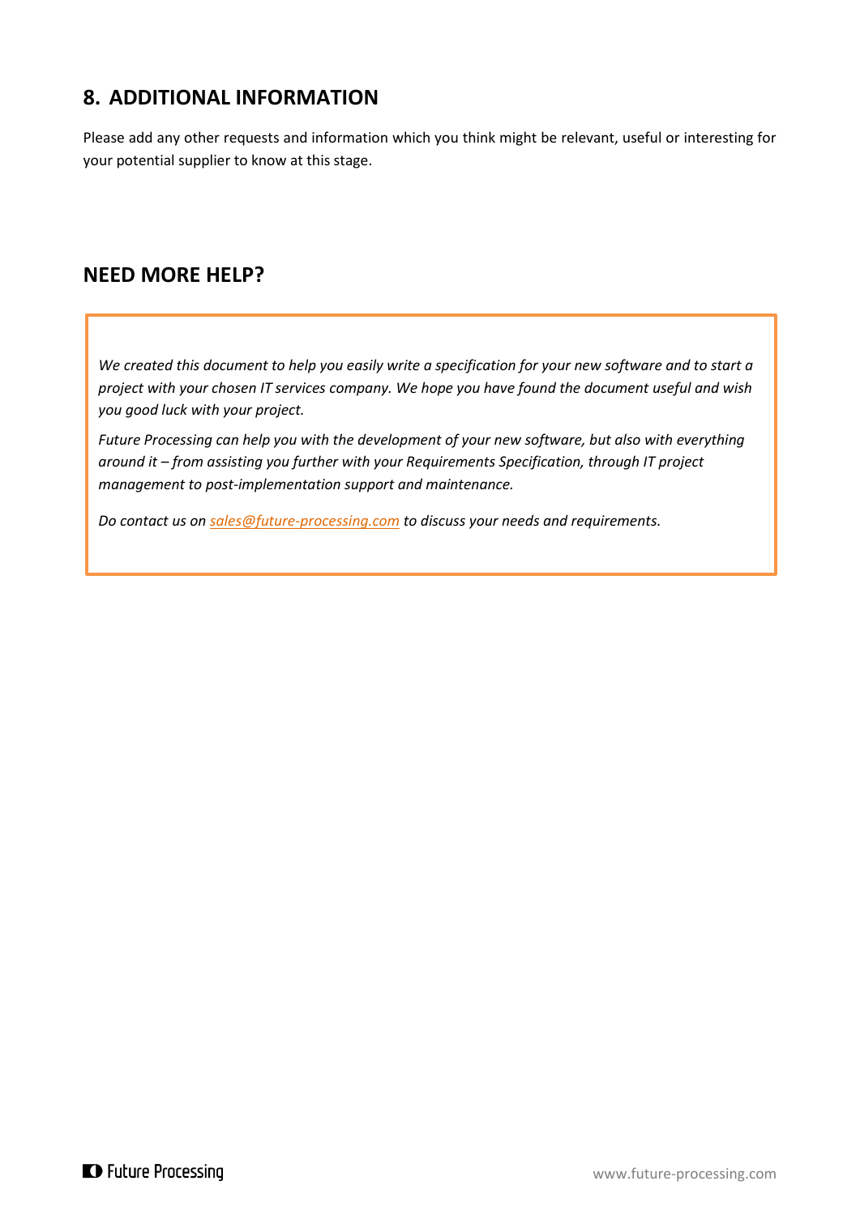## 8. ADDITIONAL INFORMATION

Please add any other requests and information which you think might be relevant, useful or interesting for your potential supplier to know at this stage.

## NEED MORE HELP?

*We created this document to help you easily write a specification for your new software and to start a project with your chosen IT services company. We hope you have found the document useful and wish you good luck with your project.*

*Future Processing can help you with the development of your new software, but also with everything around it – from assisting you further with your Requirements Specification, through IT project management to post-implementation support and maintenance.*

*Do contact us on sales@future-processing.com to discuss your needs and requirements.*